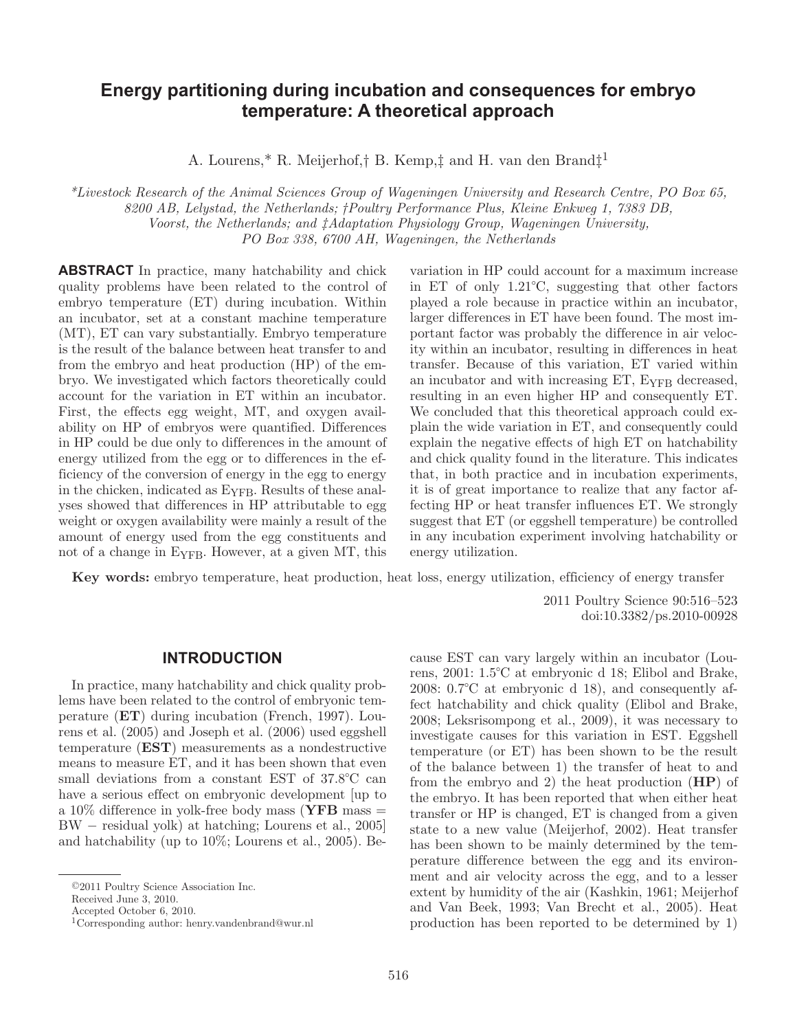# Energy partitioning during incubation and consequences for embryo temperature: A theoretical approach

A. Lourens,* R. Meijerhof,† B. Kemp,‡ and H. van den Brand‡[1]

*Livestock Research of the Animal Sciences Group of Wageningen University and Research Centre, PO Box 65, 8200 AB, Lelystad, the Netherlands; †Poultry Performance Plus, Kleine Enkweg 1, 7383 DB, Voorst, the Netherlands; and ‡Adaptation Physiology Group, Wageningen University, PO Box 338, 6700 AH, Wageningen, the Netherlands*

**ABSTRACT** In practice, many hatchability and chick quality problems have been related to the control of embryo temperature (ET) during incubation. Within an incubator, set at a constant machine temperature (MT), ET can vary substantially. Embryo temperature is the result of the balance between heat transfer to and from the embryo and heat production (HP) of the embryo. We investigated which factors theoretically could account for the variation in ET within an incubator. First, the effects egg weight, MT, and oxygen availability on HP of embryos were quantified. Differences in HP could be due only to differences in the amount of energy utilized from the egg or to differences in the efficiency of the conversion of energy in the egg to energy in the chicken, indicated as $E_{YFB}$. Results of these analyses showed that differences in HP attributable to egg weight or oxygen availability were mainly a result of the amount of energy used from the egg constituents and not of a change in $E_{YFB}$. However, at a given MT, this variation in HP could account for a maximum increase in ET of only 1.21°C, suggesting that other factors played a role because in practice within an incubator, larger differences in ET have been found. The most important factor was probably the difference in air velocity within an incubator, resulting in differences in heat transfer. Because of this variation, ET varied within an incubator and with increasing ET, $E_{YFB}$ decreased, resulting in an even higher HP and consequently ET. We concluded that this theoretical approach could explain the wide variation in ET, and consequently could explain the negative effects of high ET on hatchability and chick quality found in the literature. This indicates that, in both practice and in incubation experiments, it is of great importance to realize that any factor affecting HP or heat transfer influences ET. We strongly suggest that ET (or eggshell temperature) be controlled in any incubation experiment involving hatchability or energy utilization.

**Key words:** embryo temperature, heat production, heat loss, energy utilization, efficiency of energy transfer

2011 Poultry Science 90:516–523
doi:10.3382/ps.2010-00928

## INTRODUCTION

In practice, many hatchability and chick quality problems have been related to the control of embryonic temperature (**ET**) during incubation (French, 1997). Lourens et al. (2005) and Joseph et al. (2006) used eggshell temperature (**EST**) measurements as a nondestructive means to measure ET, and it has been shown that even small deviations from a constant EST of 37.8°C can have a serious effect on embryonic development [up to a 10% difference in yolk-free body mass (**YFB** mass = BW − residual yolk) at hatching; Lourens et al., 2005] and hatchability (up to 10%; Lourens et al., 2005). Because EST can vary largely within an incubator (Lourens, 2001: 1.5°C at embryonic d 18; Elibol and Brake, 2008: 0.7°C at embryonic d 18), and consequently affect hatchability and chick quality (Elibol and Brake, 2008; Leksrisompong et al., 2009), it was necessary to investigate causes for this variation in EST. Eggshell temperature (or ET) has been shown to be the result of the balance between 1) the transfer of heat to and from the embryo and 2) the heat production (**HP**) of the embryo. It has been reported that when either heat transfer or HP is changed, ET is changed from a given state to a new value (Meijerhof, 2002). Heat transfer has been shown to be mainly determined by the temperature difference between the egg and its environment and air velocity across the egg, and to a lesser extent by humidity of the air (Kashkin, 1961; Meijerhof and Van Beek, 1993; Van Brecht et al., 2005). Heat production has been reported to be determined by 1)

©2011 Poultry Science Association Inc.
Received June 3, 2010.
Accepted October 6, 2010.
[1]Corresponding author: henry.vandenbrand@wur.nl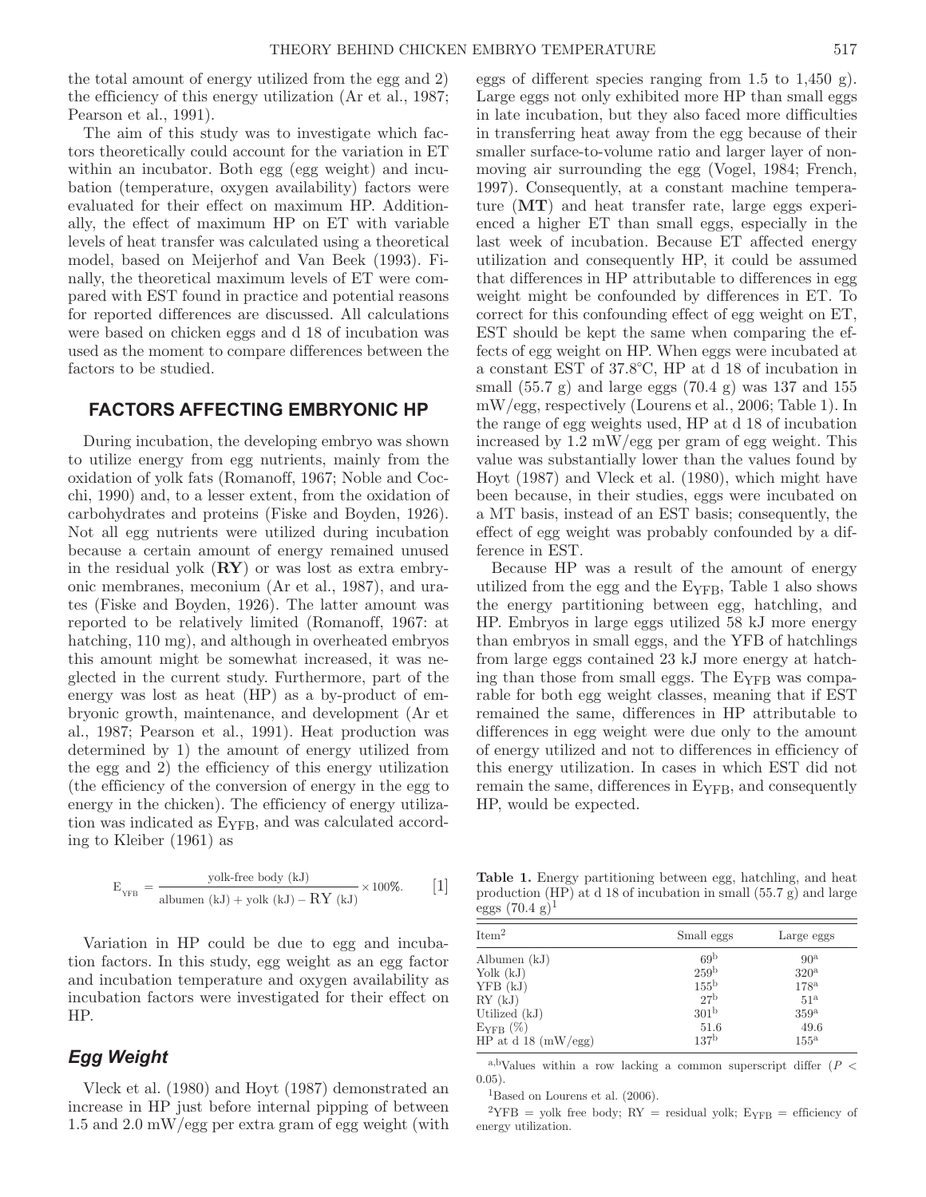the total amount of energy utilized from the egg and 2) the efficiency of this energy utilization (Ar et al., 1987; Pearson et al., 1991).

The aim of this study was to investigate which factors theoretically could account for the variation in ET within an incubator. Both egg (egg weight) and incubation (temperature, oxygen availability) factors were evaluated for their effect on maximum HP. Additionally, the effect of maximum HP on ET with variable levels of heat transfer was calculated using a theoretical model, based on Meijerhof and Van Beek (1993). Finally, the theoretical maximum levels of ET were compared with EST found in practice and potential reasons for reported differences are discussed. All calculations were based on chicken eggs and d 18 of incubation was used as the moment to compare differences between the factors to be studied.

## FACTORS AFFECTING EMBRYONIC HP

During incubation, the developing embryo was shown to utilize energy from egg nutrients, mainly from the oxidation of yolk fats (Romanoff, 1967; Noble and Cocchi, 1990) and, to a lesser extent, from the oxidation of carbohydrates and proteins (Fiske and Boyden, 1926). Not all egg nutrients were utilized during incubation because a certain amount of energy remained unused in the residual yolk (**RY**) or was lost as extra embryonic membranes, meconium (Ar et al., 1987), and urates (Fiske and Boyden, 1926). The latter amount was reported to be relatively limited (Romanoff, 1967: at hatching, 110 mg), and although in overheated embryos this amount might be somewhat increased, it was neglected in the current study. Furthermore, part of the energy was lost as heat (HP) as a by-product of embryonic growth, maintenance, and development (Ar et al., 1987; Pearson et al., 1991). Heat production was determined by 1) the amount of energy utilized from the egg and 2) the efficiency of this energy utilization (the efficiency of the conversion of energy in the egg to energy in the chicken). The efficiency of energy utilization was indicated as $E_{YFB}$, and was calculated according to Kleiber (1961) as

$$E_{YFB} = \frac{\text{yolk-free body (kJ)}}{\text{albumen (kJ)} + \text{yolk (kJ)} - \text{RY (kJ)}} \times 100\%. \quad [1]$$

Variation in HP could be due to egg and incubation factors. In this study, egg weight as an egg factor and incubation temperature and oxygen availability as incubation factors were investigated for their effect on HP.

### *Egg Weight*

Vleck et al. (1980) and Hoyt (1987) demonstrated an increase in HP just before internal pipping of between 1.5 and 2.0 mW/egg per extra gram of egg weight (with eggs of different species ranging from 1.5 to 1,450 g). Large eggs not only exhibited more HP than small eggs in late incubation, but they also faced more difficulties in transferring heat away from the egg because of their smaller surface-to-volume ratio and larger layer of nonmoving air surrounding the egg (Vogel, 1984; French, 1997). Consequently, at a constant machine temperature (**MT**) and heat transfer rate, large eggs experienced a higher ET than small eggs, especially in the last week of incubation. Because ET affected energy utilization and consequently HP, it could be assumed that differences in HP attributable to differences in egg weight might be confounded by differences in ET. To correct for this confounding effect of egg weight on ET, EST should be kept the same when comparing the effects of egg weight on HP. When eggs were incubated at a constant EST of 37.8°C, HP at d 18 of incubation in small (55.7 g) and large eggs (70.4 g) was 137 and 155 mW/egg, respectively (Lourens et al., 2006; Table 1). In the range of egg weights used, HP at d 18 of incubation increased by 1.2 mW/egg per gram of egg weight. This value was substantially lower than the values found by Hoyt (1987) and Vleck et al. (1980), which might have been because, in their studies, eggs were incubated on a MT basis, instead of an EST basis; consequently, the effect of egg weight was probably confounded by a difference in EST.

Because HP was a result of the amount of energy utilized from the egg and the $E_{YFB}$, Table 1 also shows the energy partitioning between egg, hatchling, and HP. Embryos in large eggs utilized 58 kJ more energy than embryos in small eggs, and the YFB of hatchlings from large eggs contained 23 kJ more energy at hatching than those from small eggs. The $E_{YFB}$ was comparable for both egg weight classes, meaning that if EST remained the same, differences in HP attributable to differences in egg weight were due only to the amount of energy utilized and not to differences in efficiency of this energy utilization. In cases in which EST did not remain the same, differences in $E_{YFB}$, and consequently HP, would be expected.

**Table 1.** Energy partitioning between egg, hatchling, and heat production (HP) at d 18 of incubation in small (55.7 g) and large eggs (70.4 g)[1]

| Item[2] | Small eggs | Large eggs |
|---|---|---|
| Albumen (kJ) | 69[b] | 90[a] |
| Yolk (kJ) | 259[b] | 320[a] |
| YFB (kJ) | 155[b] | 178[a] |
| RY (kJ) | 27[b] | 51[a] |
| Utilized (kJ) | 301[b] | 359[a] |
| $E_{YFB}$ (%) | 51.6 | 49.6 |
| HP at d 18 (mW/egg) | 137[b] | 155[a] |

[a,b]Values within a row lacking a common superscript differ ($P < 0.05$).

[1]Based on Lourens et al. (2006).

[2]YFB = yolk free body; RY = residual yolk; $E_{YFB}$ = efficiency of energy utilization.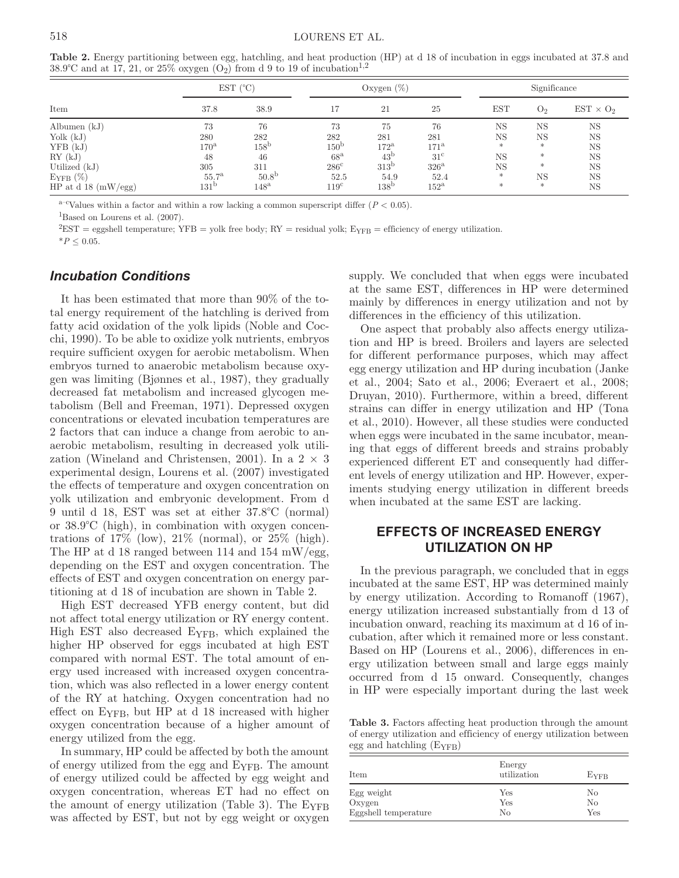**Table 2.** Energy partitioning between egg, hatchling, and heat production (HP) at d 18 of incubation in eggs incubated at 37.8 and 38.9°C and at 17, 21, or 25% oxygen ($O_2$) from d 9 to 19 of incubation[1,2]

| | EST (°C) | | Oxygen (%) | | | Significance | | |
|---|---|---|---|---|---|---|---|---|
| Item | 37.8 | 38.9 | 17 | 21 | 25 | EST | $O_2$ | EST × $O_2$ |
| Albumen (kJ) | 73 | 76 | 73 | 75 | 76 | NS | NS | NS |
| Yolk (kJ) | 280 | 282 | 282 | 281 | 281 | NS | NS | NS |
| YFB (kJ) | 170[a] | 158[b] | 150[b] | 172[a] | 171[a] | * | * | NS |
| RY (kJ) | 48 | 46 | 68[a] | 43[b] | 31[c] | NS | * | NS |
| Utilized (kJ) | 305 | 311 | 286[c] | 313[b] | 326[a] | NS | * | NS |
| $E_{YFB}$ (%) | 55.7[a] | 50.8[b] | 52.5 | 54.9 | 52.4 | * | NS | NS |
| HP at d 18 (mW/egg) | 131[b] | 148[a] | 119[c] | 138[b] | 152[a] | * | * | NS |

[a–c]Values within a factor and within a row lacking a common superscript differ ($P < 0.05$).

[1]Based on Lourens et al. (2007).

[2]EST = eggshell temperature; YFB = yolk free body; RY = residual yolk; $E_{YFB}$ = efficiency of energy utilization.

*$P \leq 0.05$.

## *Incubation Conditions*

It has been estimated that more than 90% of the total energy requirement of the hatchling is derived from fatty acid oxidation of the yolk lipids (Noble and Cocchi, 1990). To be able to oxidize yolk nutrients, embryos require sufficient oxygen for aerobic metabolism. When embryos turned to anaerobic metabolism because oxygen was limiting (Bjønnes et al., 1987), they gradually decreased fat metabolism and increased glycogen metabolism (Bell and Freeman, 1971). Depressed oxygen concentrations or elevated incubation temperatures are 2 factors that can induce a change from aerobic to anaerobic metabolism, resulting in decreased yolk utilization (Wineland and Christensen, 2001). In a 2 × 3 experimental design, Lourens et al. (2007) investigated the effects of temperature and oxygen concentration on yolk utilization and embryonic development. From d 9 until d 18, EST was set at either 37.8°C (normal) or 38.9°C (high), in combination with oxygen concentrations of 17% (low), 21% (normal), or 25% (high). The HP at d 18 ranged between 114 and 154 mW/egg, depending on the EST and oxygen concentration. The effects of EST and oxygen concentration on energy partitioning at d 18 of incubation are shown in Table 2.

High EST decreased YFB energy content, but did not affect total energy utilization or RY energy content. High EST also decreased $E_{YFB}$, which explained the higher HP observed for eggs incubated at high EST compared with normal EST. The total amount of energy used increased with increased oxygen concentration, which was also reflected in a lower energy content of the RY at hatching. Oxygen concentration had no effect on $E_{YFB}$, but HP at d 18 increased with higher oxygen concentration because of a higher amount of energy utilized from the egg.

In summary, HP could be affected by both the amount of energy utilized from the egg and $E_{YFB}$. The amount of energy utilized could be affected by egg weight and oxygen concentration, whereas ET had no effect on the amount of energy utilization (Table 3). The $E_{YFB}$ was affected by EST, but not by egg weight or oxygen supply. We concluded that when eggs were incubated at the same EST, differences in HP were determined mainly by differences in energy utilization and not by differences in the efficiency of this utilization.

One aspect that probably also affects energy utilization and HP is breed. Broilers and layers are selected for different performance purposes, which may affect egg energy utilization and HP during incubation (Janke et al., 2004; Sato et al., 2006; Everaert et al., 2008; Druyan, 2010). Furthermore, within a breed, different strains can differ in energy utilization and HP (Tona et al., 2010). However, all these studies were conducted when eggs were incubated in the same incubator, meaning that eggs of different breeds and strains probably experienced different ET and consequently had different levels of energy utilization and HP. However, experiments studying energy utilization in different breeds when incubated at the same EST are lacking.

## EFFECTS OF INCREASED ENERGY UTILIZATION ON HP

In the previous paragraph, we concluded that in eggs incubated at the same EST, HP was determined mainly by energy utilization. According to Romanoff (1967), energy utilization increased substantially from d 13 of incubation onward, reaching its maximum at d 16 of incubation, after which it remained more or less constant. Based on HP (Lourens et al., 2006), differences in energy utilization between small and large eggs mainly occurred from d 15 onward. Consequently, changes in HP were especially important during the last week

**Table 3.** Factors affecting heat production through the amount of energy utilization and efficiency of energy utilization between egg and hatchling ($E_{YFB}$)

| Item | Energy utilization | $E_{YFB}$ |
|---|---|---|
| Egg weight | Yes | No |
| Oxygen | Yes | No |
| Eggshell temperature | No | Yes |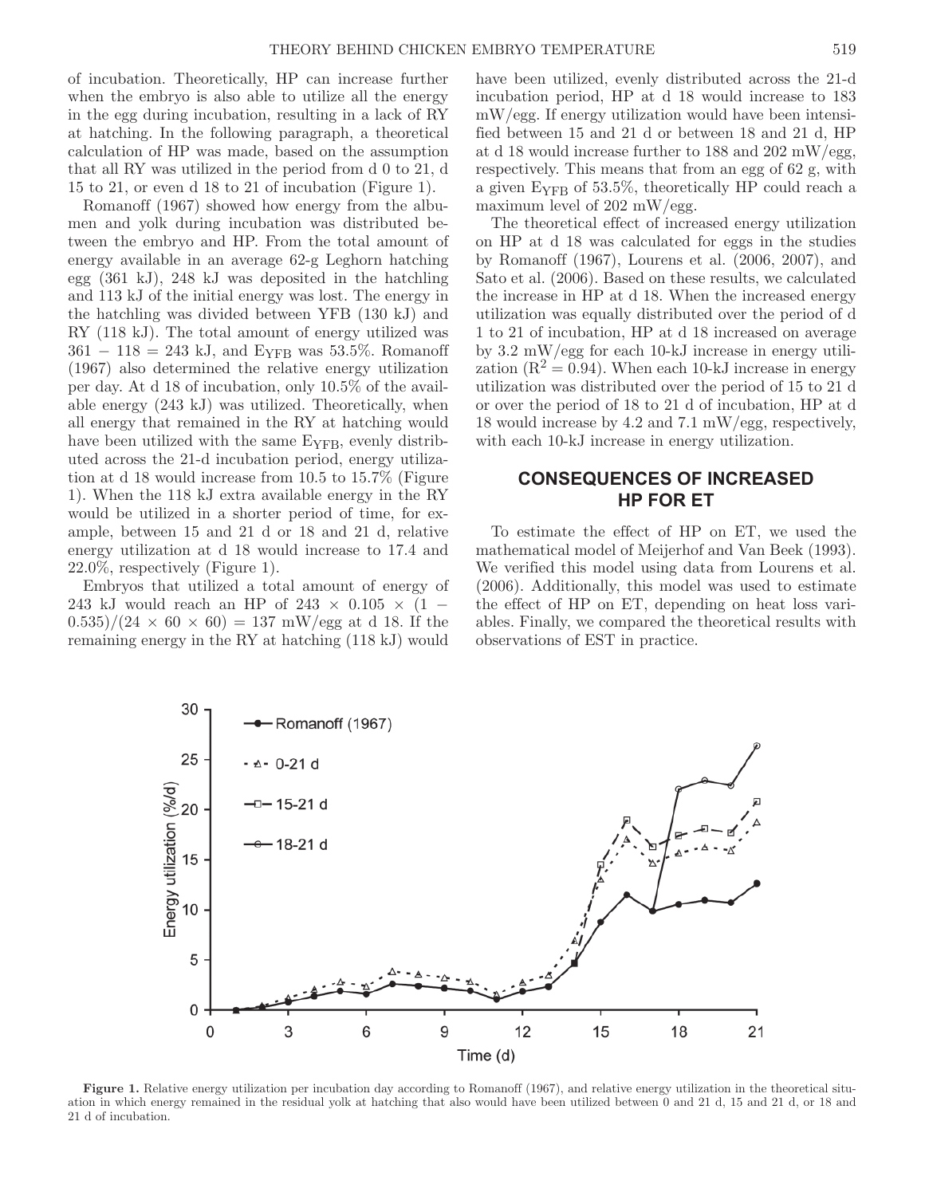of incubation. Theoretically, HP can increase further when the embryo is also able to utilize all the energy in the egg during incubation, resulting in a lack of RY at hatching. In the following paragraph, a theoretical calculation of HP was made, based on the assumption that all RY was utilized in the period from d 0 to 21, d 15 to 21, or even d 18 to 21 of incubation (Figure 1).

Romanoff (1967) showed how energy from the albumen and yolk during incubation was distributed between the embryo and HP. From the total amount of energy available in an average 62-g Leghorn hatching egg (361 kJ), 248 kJ was deposited in the hatchling and 113 kJ of the initial energy was lost. The energy in the hatchling was divided between YFB (130 kJ) and RY (118 kJ). The total amount of energy utilized was $361 - 118 = 243$ kJ, and $E_{YFB}$ was 53.5%. Romanoff (1967) also determined the relative energy utilization per day. At d 18 of incubation, only 10.5% of the available energy (243 kJ) was utilized. Theoretically, when all energy that remained in the RY at hatching would have been utilized with the same $E_{YFB}$, evenly distributed across the 21-d incubation period, energy utilization at d 18 would increase from 10.5 to 15.7% (Figure 1). When the 118 kJ extra available energy in the RY would be utilized in a shorter period of time, for example, between 15 and 21 d or 18 and 21 d, relative energy utilization at d 18 would increase to 17.4 and 22.0%, respectively (Figure 1).

Embryos that utilized a total amount of energy of 243 kJ would reach an HP of $243 \times 0.105 \times (1 - 0.535)/(24 \times 60 \times 60) = 137$ mW/egg at d 18. If the remaining energy in the RY at hatching (118 kJ) would have been utilized, evenly distributed across the 21-d incubation period, HP at d 18 would increase to 183 mW/egg. If energy utilization would have been intensified between 15 and 21 d or between 18 and 21 d, HP at d 18 would increase further to 188 and 202 mW/egg, respectively. This means that from an egg of 62 g, with a given $E_{YFB}$ of 53.5%, theoretically HP could reach a maximum level of 202 mW/egg.

The theoretical effect of increased energy utilization on HP at d 18 was calculated for eggs in the studies by Romanoff (1967), Lourens et al. (2006, 2007), and Sato et al. (2006). Based on these results, we calculated the increase in HP at d 18. When the increased energy utilization was equally distributed over the period of d 1 to 21 of incubation, HP at d 18 increased on average by 3.2 mW/egg for each 10-kJ increase in energy utilization ($R^2 = 0.94$). When each 10-kJ increase in energy utilization was distributed over the period of 15 to 21 d or over the period of 18 to 21 d of incubation, HP at d 18 would increase by 4.2 and 7.1 mW/egg, respectively, with each 10-kJ increase in energy utilization.

## CONSEQUENCES OF INCREASED HP FOR ET

To estimate the effect of HP on ET, we used the mathematical model of Meijerhof and Van Beek (1993). We verified this model using data from Lourens et al. (2006). Additionally, this model was used to estimate the effect of HP on ET, depending on heat loss variables. Finally, we compared the theoretical results with observations of EST in practice.

Romanoff (1967)
0-21 d
15-21 d
18-21 d
Energy utilization (%/d)
Time (d)
0
5
10
15
20
25
30
0
3
6
9
12
15
18
21

**Figure 1.** Relative energy utilization per incubation day according to Romanoff (1967), and relative energy utilization in the theoretical situation in which energy remained in the residual yolk at hatching that also would have been utilized between 0 and 21 d, 15 and 21 d, or 18 and 21 d of incubation.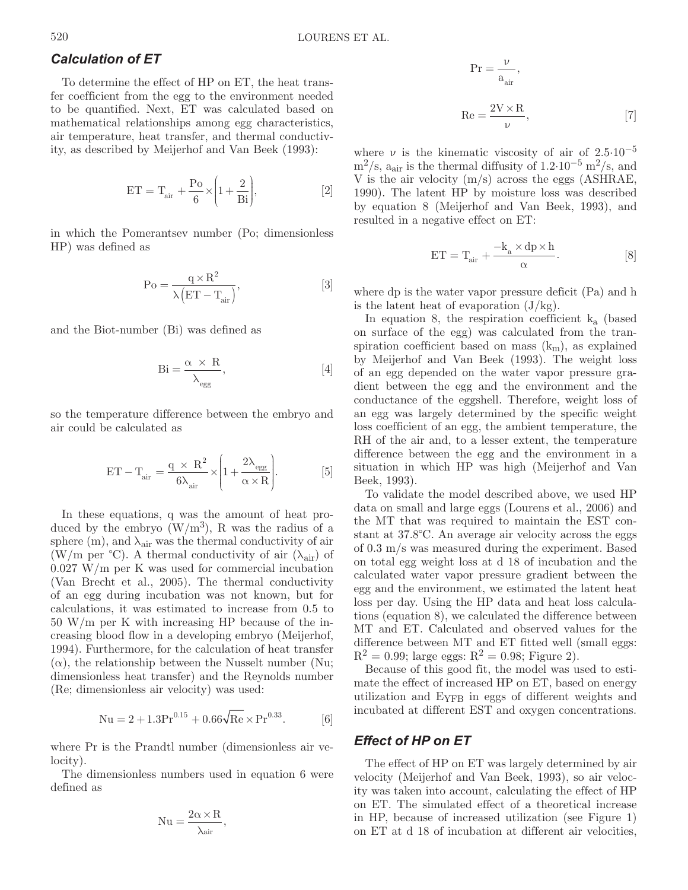## *Calculation of ET*

To determine the effect of HP on ET, the heat transfer coefficient from the egg to the environment needed to be quantified. Next, ET was calculated based on mathematical relationships among egg characteristics, air temperature, heat transfer, and thermal conductivity, as described by Meijerhof and Van Beek (1993):

$$\mathrm{ET} = \mathrm{T}_{\mathrm{air}} + \frac{\mathrm{Po}}{6} \times \left(1 + \frac{2}{\mathrm{Bi}}\right), \qquad [2]$$

in which the Pomerantsev number (Po; dimensionless HP) was defined as

$$\mathrm{Po} = \frac{\mathrm{q} \times \mathrm{R}^2}{\lambda\left(\mathrm{ET} - \mathrm{T}_{\mathrm{air}}\right)}, \qquad [3]$$

and the Biot-number (Bi) was defined as

$$\mathrm{Bi} = \frac{\alpha \times \mathrm{R}}{\lambda_{\mathrm{egg}}}, \qquad [4]$$

so the temperature difference between the embryo and air could be calculated as

$$\mathrm{ET} - \mathrm{T}_{\mathrm{air}} = \frac{\mathrm{q} \times \mathrm{R}^2}{6\lambda_{\mathrm{air}}} \times \left(1 + \frac{2\lambda_{\mathrm{egg}}}{\alpha \times \mathrm{R}}\right). \qquad [5]$$

In these equations, q was the amount of heat produced by the embryo ($\mathrm{W/m^3}$), R was the radius of a sphere (m), and $\lambda_{air}$ was the thermal conductivity of air (W/m per °C). A thermal conductivity of air ($\lambda_{air}$) of 0.027 W/m per K was used for commercial incubation (Van Brecht et al., 2005). The thermal conductivity of an egg during incubation was not known, but for calculations, it was estimated to increase from 0.5 to 50 W/m per K with increasing HP because of the increasing blood flow in a developing embryo (Meijerhof, 1994). Furthermore, for the calculation of heat transfer ($\alpha$), the relationship between the Nusselt number (Nu; dimensionless heat transfer) and the Reynolds number (Re; dimensionless air velocity) was used:

$$\mathrm{Nu} = 2 + 1.3\mathrm{Pr}^{0.15} + 0.66\sqrt{\mathrm{Re}} \times \mathrm{Pr}^{0.33}. \qquad [6]$$

where Pr is the Prandtl number (dimensionless air velocity).

The dimensionless numbers used in equation 6 were defined as

$$\mathrm{Nu} = \frac{2\alpha \times \mathrm{R}}{\lambda_{\mathrm{air}}},$$

$$\mathrm{Pr} = \frac{\nu}{\mathrm{a}_{\mathrm{air}}},$$

$$\mathrm{Re} = \frac{2\mathrm{V} \times \mathrm{R}}{\nu}, \qquad [7]$$

where $\nu$ is the kinematic viscosity of air of $2.5 \cdot 10^{-5}$ $\mathrm{m^2/s}$, $a_{air}$ is the thermal diffusity of $1.2 \cdot 10^{-5}$ $\mathrm{m^2/s}$, and V is the air velocity (m/s) across the eggs (ASHRAE, 1990). The latent HP by moisture loss was described by equation 8 (Meijerhof and Van Beek, 1993), and resulted in a negative effect on ET:

$$\mathrm{ET} = \mathrm{T}_{\mathrm{air}} + \frac{-\mathrm{k}_{\mathrm{a}} \times \mathrm{dp} \times \mathrm{h}}{\alpha}. \qquad [8]$$

where dp is the water vapor pressure deficit (Pa) and h is the latent heat of evaporation (J/kg).

In equation 8, the respiration coefficient $k_a$ (based on surface of the egg) was calculated from the transpiration coefficient based on mass ($k_m$), as explained by Meijerhof and Van Beek (1993). The weight loss of an egg depended on the water vapor pressure gradient between the egg and the environment and the conductance of the eggshell. Therefore, weight loss of an egg was largely determined by the specific weight loss coefficient of an egg, the ambient temperature, the RH of the air and, to a lesser extent, the temperature difference between the egg and the environment in a situation in which HP was high (Meijerhof and Van Beek, 1993).

To validate the model described above, we used HP data on small and large eggs (Lourens et al., 2006) and the MT that was required to maintain the EST constant at 37.8°C. An average air velocity across the eggs of 0.3 m/s was measured during the experiment. Based on total egg weight loss at d 18 of incubation and the calculated water vapor pressure gradient between the egg and the environment, we estimated the latent heat loss per day. Using the HP data and heat loss calculations (equation 8), we calculated the difference between MT and ET. Calculated and observed values for the difference between MT and ET fitted well (small eggs: $R^2 = 0.99$; large eggs: $R^2 = 0.98$; Figure 2).

Because of this good fit, the model was used to estimate the effect of increased HP on ET, based on energy utilization and $E_{YFB}$ in eggs of different weights and incubated at different EST and oxygen concentrations.

## *Effect of HP on ET*

The effect of HP on ET was largely determined by air velocity (Meijerhof and Van Beek, 1993), so air velocity was taken into account, calculating the effect of HP on ET. The simulated effect of a theoretical increase in HP, because of increased utilization (see Figure 1) on ET at d 18 of incubation at different air velocities,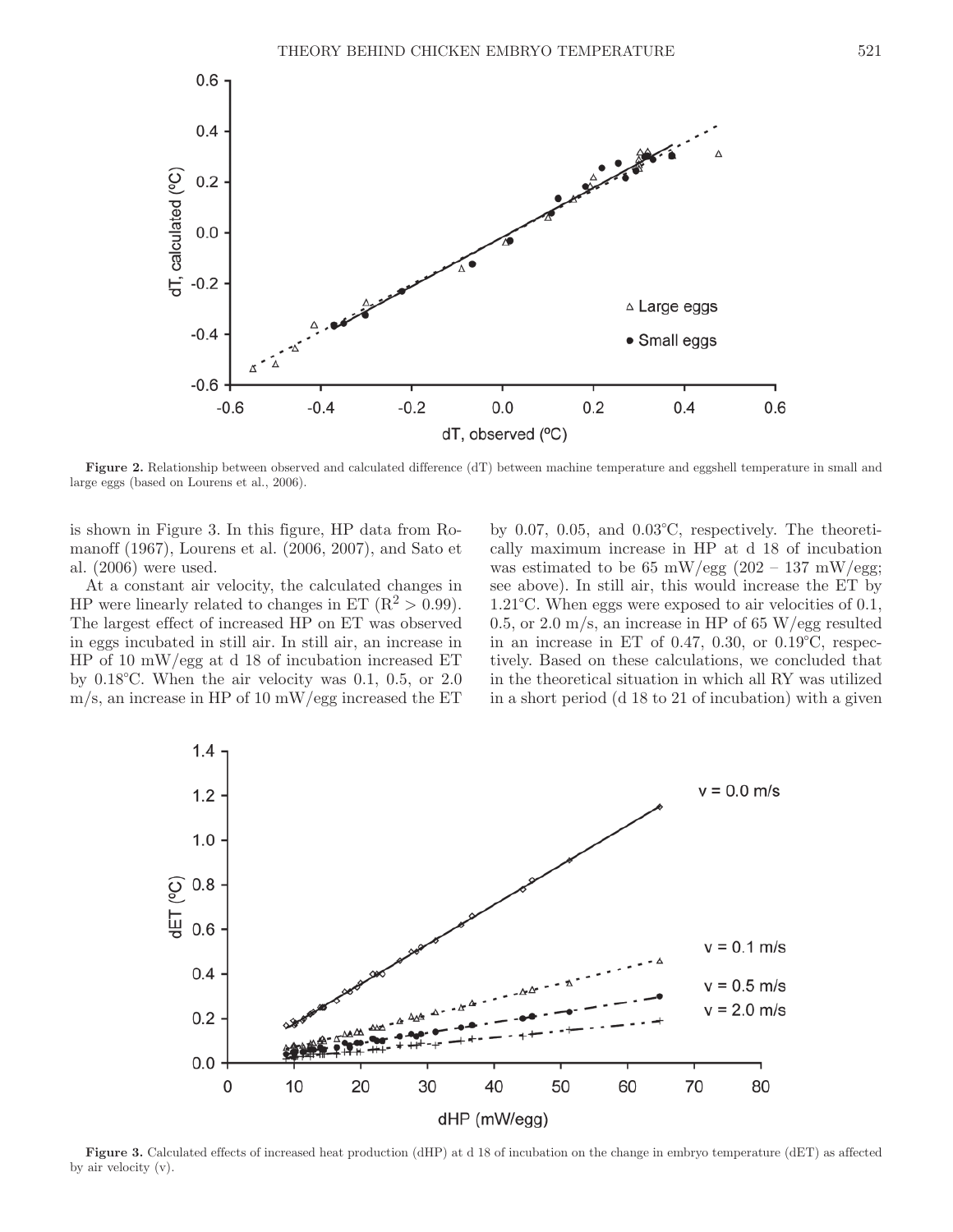0.6
0.4
0.2
0.0
-0.2
-0.4
-0.6

dT, calculated (ºC)

-0.6 -0.4 -0.2 0.0 0.2 0.4 0.6

dT, observed (ºC)

Large eggs

Small eggs

**Figure 2.** Relationship between observed and calculated difference (dT) between machine temperature and eggshell temperature in small and large eggs (based on Lourens et al., 2006).

is shown in Figure 3. In this figure, HP data from Romanoff (1967), Lourens et al. (2006, 2007), and Sato et al. (2006) were used.

At a constant air velocity, the calculated changes in HP were linearly related to changes in ET ($R^2 > 0.99$). The largest effect of increased HP on ET was observed in eggs incubated in still air. In still air, an increase in HP of 10 mW/egg at d 18 of incubation increased ET by 0.18°C. When the air velocity was 0.1, 0.5, or 2.0 m/s, an increase in HP of 10 mW/egg increased the ET by 0.07, 0.05, and 0.03°C, respectively. The theoretically maximum increase in HP at d 18 of incubation was estimated to be 65 mW/egg (202 – 137 mW/egg; see above). In still air, this would increase the ET by 1.21°C. When eggs were exposed to air velocities of 0.1, 0.5, or 2.0 m/s, an increase in HP of 65 W/egg resulted in an increase in ET of 0.47, 0.30, or 0.19°C, respectively. Based on these calculations, we concluded that in the theoretical situation in which all RY was utilized in a short period (d 18 to 21 of incubation) with a given

1.4
1.2
1.0
0.8
0.6
0.4
0.2
0.0

dET (ºC)

0 10 20 30 40 50 60 70 80

dHP (mW/egg)

v = 0.0 m/s

v = 0.1 m/s

v = 0.5 m/s

v = 2.0 m/s

**Figure 3.** Calculated effects of increased heat production (dHP) at d 18 of incubation on the change in embryo temperature (dET) as affected by air velocity (v).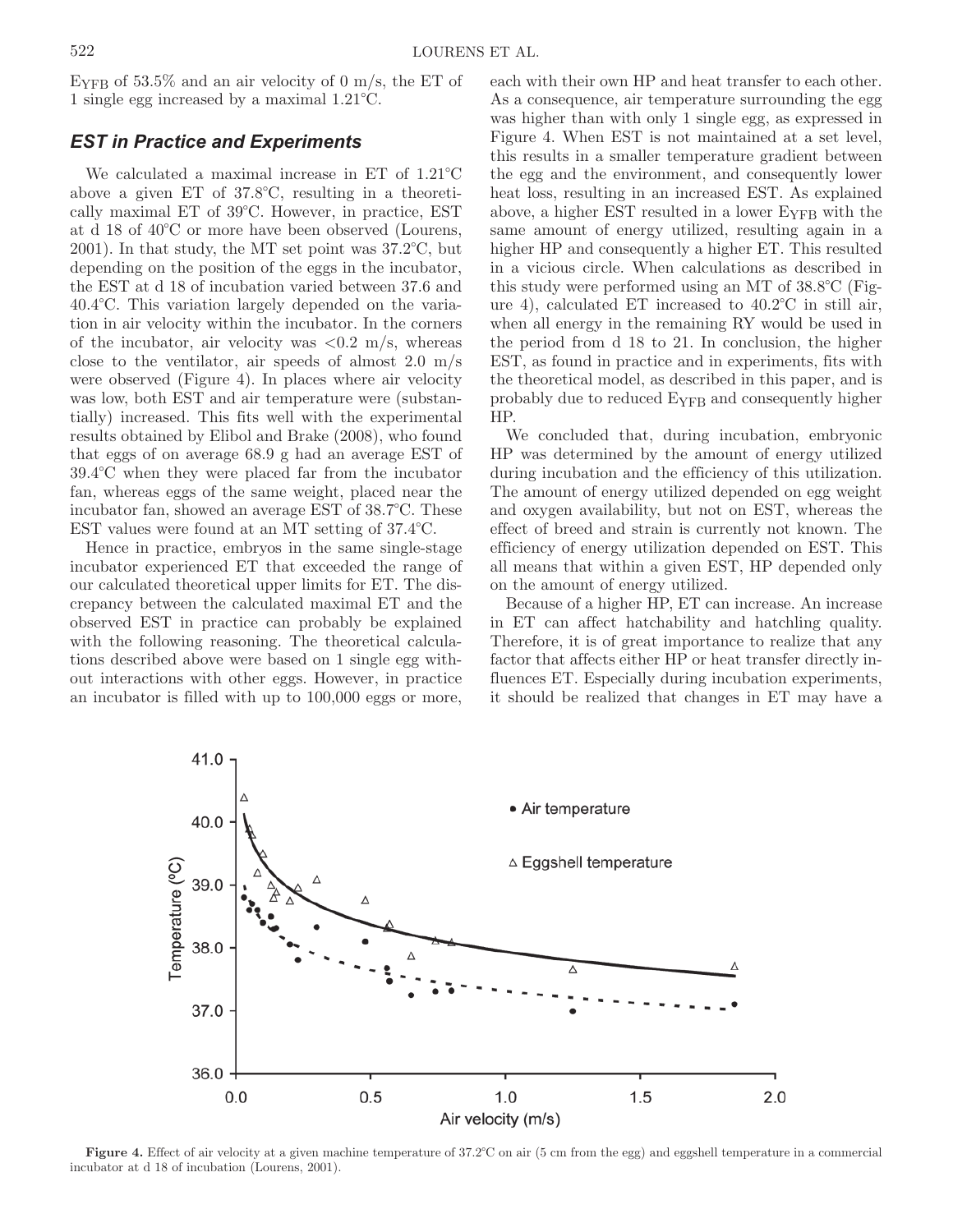$E_{YFB}$ of 53.5% and an air velocity of 0 m/s, the ET of 1 single egg increased by a maximal 1.21°C.

### EST in Practice and Experiments

We calculated a maximal increase in ET of 1.21°C above a given ET of 37.8°C, resulting in a theoretically maximal ET of 39°C. However, in practice, EST at d 18 of 40°C or more have been observed (Lourens, 2001). In that study, the MT set point was 37.2°C, but depending on the position of the eggs in the incubator, the EST at d 18 of incubation varied between 37.6 and 40.4°C. This variation largely depended on the variation in air velocity within the incubator. In the corners of the incubator, air velocity was <0.2 m/s, whereas close to the ventilator, air speeds of almost 2.0 m/s were observed (Figure 4). In places where air velocity was low, both EST and air temperature were (substantially) increased. This fits well with the experimental results obtained by Elibol and Brake (2008), who found that eggs of on average 68.9 g had an average EST of 39.4°C when they were placed far from the incubator fan, whereas eggs of the same weight, placed near the incubator fan, showed an average EST of 38.7°C. These EST values were found at an MT setting of 37.4°C.

Hence in practice, embryos in the same single-stage incubator experienced ET that exceeded the range of our calculated theoretical upper limits for ET. The discrepancy between the calculated maximal ET and the observed EST in practice can probably be explained with the following reasoning. The theoretical calculations described above were based on 1 single egg without interactions with other eggs. However, in practice an incubator is filled with up to 100,000 eggs or more, each with their own HP and heat transfer to each other. As a consequence, air temperature surrounding the egg was higher than with only 1 single egg, as expressed in Figure 4. When EST is not maintained at a set level, this results in a smaller temperature gradient between the egg and the environment, and consequently lower heat loss, resulting in an increased EST. As explained above, a higher EST resulted in a lower $E_{YFB}$ with the same amount of energy utilized, resulting again in a higher HP and consequently a higher ET. This resulted in a vicious circle. When calculations as described in this study were performed using an MT of 38.8°C (Figure 4), calculated ET increased to 40.2°C in still air, when all energy in the remaining RY would be used in the period from d 18 to 21. In conclusion, the higher EST, as found in practice and in experiments, fits with the theoretical model, as described in this paper, and is probably due to reduced $E_{YFB}$ and consequently higher HP.

We concluded that, during incubation, embryonic HP was determined by the amount of energy utilized during incubation and the efficiency of this utilization. The amount of energy utilized depended on egg weight and oxygen availability, but not on EST, whereas the effect of breed and strain is currently not known. The efficiency of energy utilization depended on EST. This all means that within a given EST, HP depended only on the amount of energy utilized.

Because of a higher HP, ET can increase. An increase in ET can affect hatchability and hatchling quality. Therefore, it is of great importance to realize that any factor that affects either HP or heat transfer directly influences ET. Especially during incubation experiments, it should be realized that changes in ET may have a

41.0
40.0
39.0
38.0
37.0
36.0
Temperature (°C)
0.0
0.5
1.0
1.5
2.0
Air velocity (m/s)
• Air temperature
△ Eggshell temperature

**Figure 4.** Effect of air velocity at a given machine temperature of 37.2°C on air (5 cm from the egg) and eggshell temperature in a commercial incubator at d 18 of incubation (Lourens, 2001).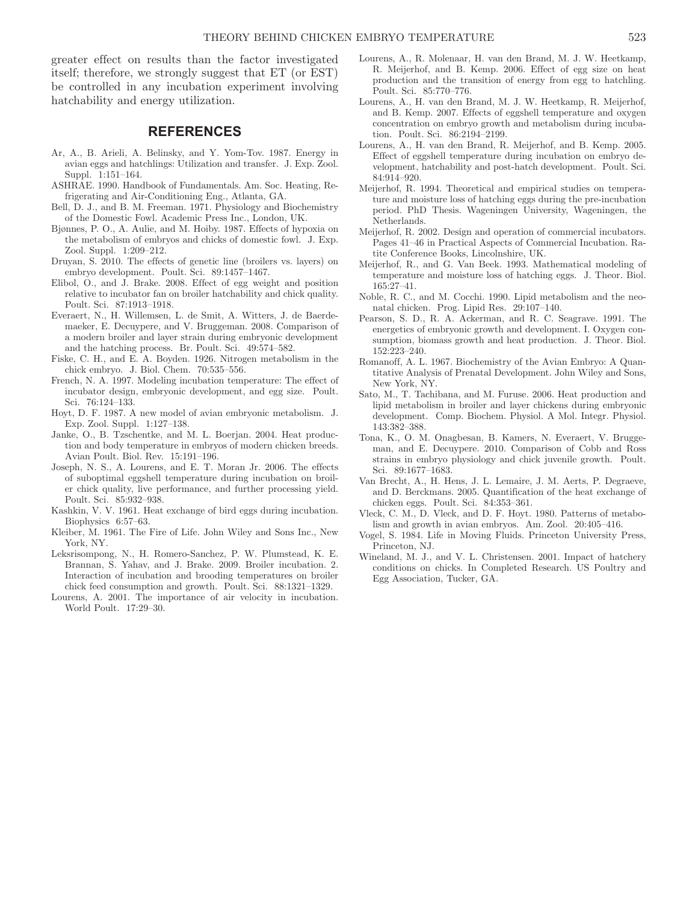greater effect on results than the factor investigated itself; therefore, we strongly suggest that ET (or EST) be controlled in any incubation experiment involving hatchability and energy utilization.

## REFERENCES

Ar, A., B. Arieli, A. Belinsky, and Y. Yom-Tov. 1987. Energy in avian eggs and hatchlings: Utilization and transfer. J. Exp. Zool. Suppl. 1:151–164.

ASHRAE. 1990. Handbook of Fundamentals. Am. Soc. Heating, Refrigerating and Air-Conditioning Eng., Atlanta, GA.

Bell, D. J., and B. M. Freeman. 1971. Physiology and Biochemistry of the Domestic Fowl. Academic Press Inc., London, UK.

Bjønnes, P. O., A. Aulie, and M. Hoiby. 1987. Effects of hypoxia on the metabolism of embryos and chicks of domestic fowl. J. Exp. Zool. Suppl. 1:209–212.

Druyan, S. 2010. The effects of genetic line (broilers vs. layers) on embryo development. Poult. Sci. 89:1457–1467.

Elibol, O., and J. Brake. 2008. Effect of egg weight and position relative to incubator fan on broiler hatchability and chick quality. Poult. Sci. 87:1913–1918.

Everaert, N., H. Willemsen, L. de Smit, A. Witters, J. de Baerdemaeker, E. Decuypere, and V. Bruggeman. 2008. Comparison of a modern broiler and layer strain during embryonic development and the hatching process. Br. Poult. Sci. 49:574–582.

Fiske, C. H., and E. A. Boyden. 1926. Nitrogen metabolism in the chick embryo. J. Biol. Chem. 70:535–556.

French, N. A. 1997. Modeling incubation temperature: The effect of incubator design, embryonic development, and egg size. Poult. Sci. 76:124–133.

Hoyt, D. F. 1987. A new model of avian embryonic metabolism. J. Exp. Zool. Suppl. 1:127–138.

Janke, O., B. Tzschentke, and M. L. Boerjan. 2004. Heat production and body temperature in embryos of modern chicken breeds. Avian Poult. Biol. Rev. 15:191–196.

Joseph, N. S., A. Lourens, and E. T. Moran Jr. 2006. The effects of suboptimal eggshell temperature during incubation on broiler chick quality, live performance, and further processing yield. Poult. Sci. 85:932–938.

Kashkin, V. V. 1961. Heat exchange of bird eggs during incubation. Biophysics 6:57–63.

Kleiber, M. 1961. The Fire of Life. John Wiley and Sons Inc., New York, NY.

Leksrisompong, N., H. Romero-Sanchez, P. W. Plumstead, K. E. Brannan, S. Yahav, and J. Brake. 2009. Broiler incubation. 2. Interaction of incubation and brooding temperatures on broiler chick feed consumption and growth. Poult. Sci. 88:1321–1329.

Lourens, A. 2001. The importance of air velocity in incubation. World Poult. 17:29–30.

Lourens, A., R. Molenaar, H. van den Brand, M. J. W. Heetkamp, R. Meijerhof, and B. Kemp. 2006. Effect of egg size on heat production and the transition of energy from egg to hatchling. Poult. Sci. 85:770–776.

Lourens, A., H. van den Brand, M. J. W. Heetkamp, R. Meijerhof, and B. Kemp. 2007. Effects of eggshell temperature and oxygen concentration on embryo growth and metabolism during incubation. Poult. Sci. 86:2194–2199.

Lourens, A., H. van den Brand, R. Meijerhof, and B. Kemp. 2005. Effect of eggshell temperature during incubation on embryo development, hatchability and post-hatch development. Poult. Sci. 84:914–920.

Meijerhof, R. 1994. Theoretical and empirical studies on temperature and moisture loss of hatching eggs during the pre-incubation period. PhD Thesis. Wageningen University, Wageningen, the Netherlands.

Meijerhof, R. 2002. Design and operation of commercial incubators. Pages 41–46 in Practical Aspects of Commercial Incubation. Ratite Conference Books, Lincolnshire, UK.

Meijerhof, R., and G. Van Beek. 1993. Mathematical modeling of temperature and moisture loss of hatching eggs. J. Theor. Biol. 165:27–41.

Noble, R. C., and M. Cocchi. 1990. Lipid metabolism and the neonatal chicken. Prog. Lipid Res. 29:107–140.

Pearson, S. D., R. A. Ackerman, and R. C. Seagrave. 1991. The energetics of embryonic growth and development. I. Oxygen consumption, biomass growth and heat production. J. Theor. Biol. 152:223–240.

Romanoff, A. L. 1967. Biochemistry of the Avian Embryo: A Quantitative Analysis of Prenatal Development. John Wiley and Sons, New York, NY.

Sato, M., T. Tachibana, and M. Furuse. 2006. Heat production and lipid metabolism in broiler and layer chickens during embryonic development. Comp. Biochem. Physiol. A Mol. Integr. Physiol. 143:382–388.

Tona, K., O. M. Onagbesan, B. Kamers, N. Everaert, V. Bruggeman, and E. Decuypere. 2010. Comparison of Cobb and Ross strains in embryo physiology and chick juvenile growth. Poult. Sci. 89:1677–1683.

Van Brecht, A., H. Hens, J. L. Lemaire, J. M. Aerts, P. Degraeve, and D. Berckmans. 2005. Quantification of the heat exchange of chicken eggs. Poult. Sci. 84:353–361.

Vleck, C. M., D. Vleck, and D. F. Hoyt. 1980. Patterns of metabolism and growth in avian embryos. Am. Zool. 20:405–416.

Vogel, S. 1984. Life in Moving Fluids. Princeton University Press, Princeton, NJ.

Wineland, M. J., and V. L. Christensen. 2001. Impact of hatchery conditions on chicks. In Completed Research. US Poultry and Egg Association, Tucker, GA.